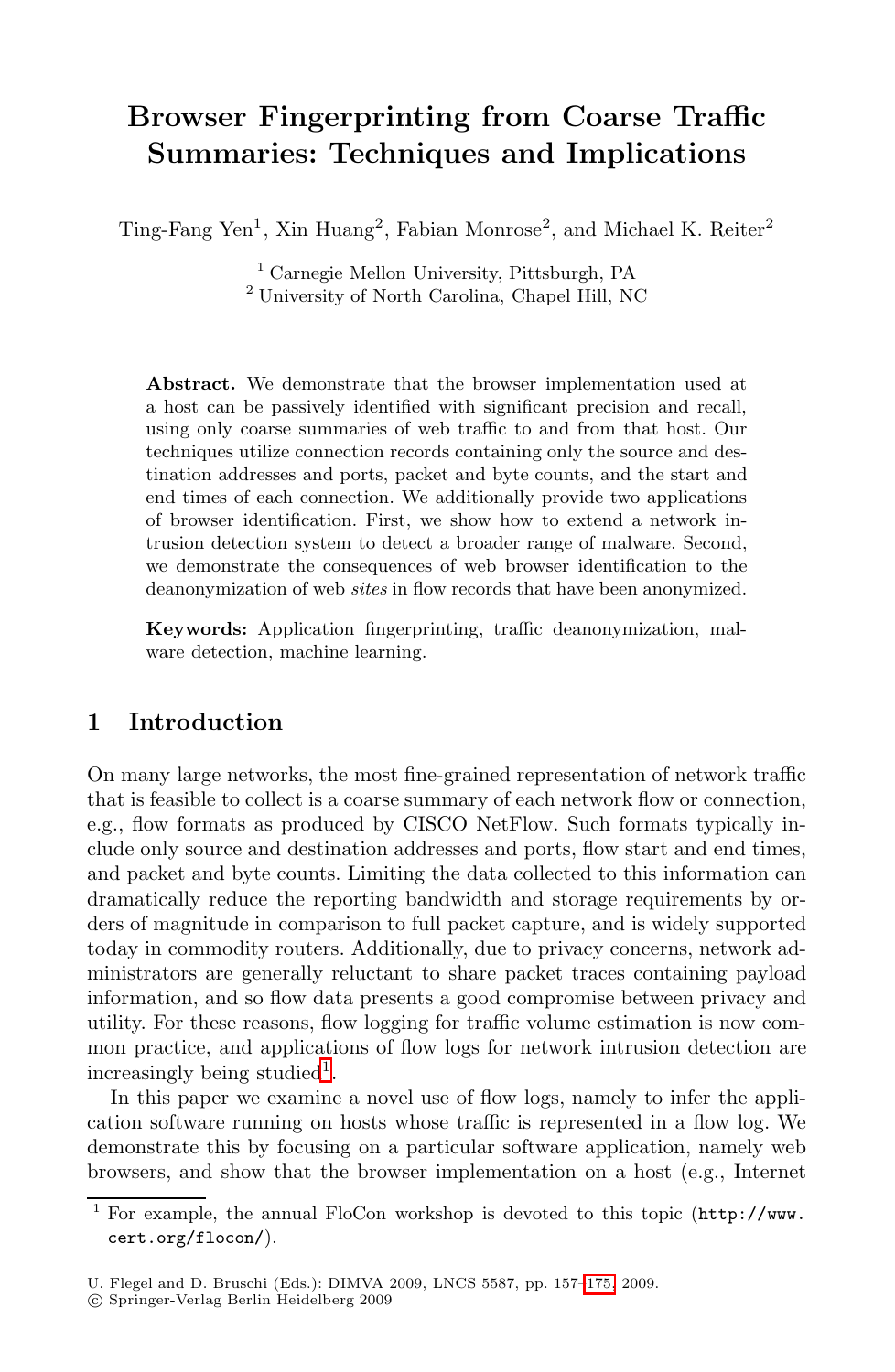# Browser Fingerprinting from Coarse Traffic Summaries: Techniques and Implications

Ting-Fang Yen[1], Xin Huang[2], Fabian Monrose[2], and Michael K. Reiter[2]

[1] Carnegie Mellon University, Pittsburgh, PA
[2] University of North Carolina, Chapel Hill, NC

**Abstract.** We demonstrate that the browser implementation used at a host can be passively identified with significant precision and recall, using only coarse summaries of web traffic to and from that host. Our techniques utilize connection records containing only the source and destination addresses and ports, packet and byte counts, and the start and end times of each connection. We additionally provide two applications of browser identification. First, we show how to extend a network intrusion detection system to detect a broader range of malware. Second, we demonstrate the consequences of web browser identification to the deanonymization of web *sites* in flow records that have been anonymized.

**Keywords:** Application fingerprinting, traffic deanonymization, malware detection, machine learning.

## 1 Introduction

On many large networks, the most fine-grained representation of network traffic that is feasible to collect is a coarse summary of each network flow or connection, e.g., flow formats as produced by CISCO NetFlow. Such formats typically include only source and destination addresses and ports, flow start and end times, and packet and byte counts. Limiting the data collected to this information can dramatically reduce the reporting bandwidth and storage requirements by orders of magnitude in comparison to full packet capture, and is widely supported today in commodity routers. Additionally, due to privacy concerns, network administrators are generally reluctant to share packet traces containing payload information, and so flow data presents a good compromise between privacy and utility. For these reasons, flow logging for traffic volume estimation is now common practice, and applications of flow logs for network intrusion detection are increasingly being studied[1].

In this paper we examine a novel use of flow logs, namely to infer the application software running on hosts whose traffic is represented in a flow log. We demonstrate this by focusing on a particular software application, namely web browsers, and show that the browser implementation on a host (e.g., Internet

[1] For example, the annual FloCon workshop is devoted to this topic (http://www.cert.org/flocon/).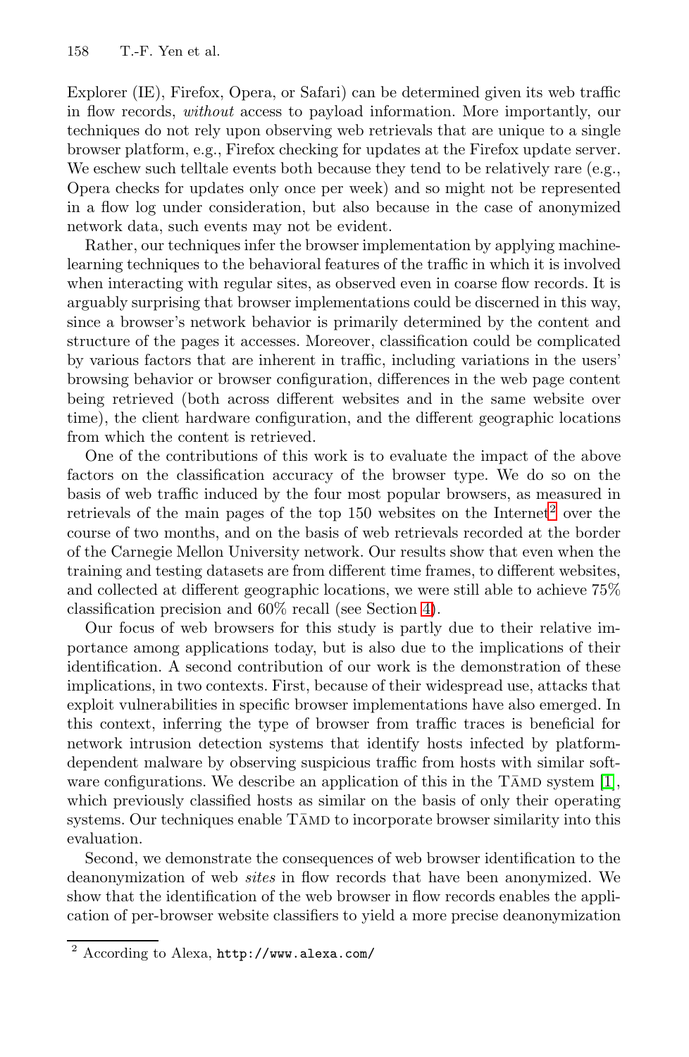Explorer (IE), Firefox, Opera, or Safari) can be determined given its web traffic in flow records, *without* access to payload information. More importantly, our techniques do not rely upon observing web retrievals that are unique to a single browser platform, e.g., Firefox checking for updates at the Firefox update server. We eschew such telltale events both because they tend to be relatively rare (e.g., Opera checks for updates only once per week) and so might not be represented in a flow log under consideration, but also because in the case of anonymized network data, such events may not be evident.

Rather, our techniques infer the browser implementation by applying machine-learning techniques to the behavioral features of the traffic in which it is involved when interacting with regular sites, as observed even in coarse flow records. It is arguably surprising that browser implementations could be discerned in this way, since a browser's network behavior is primarily determined by the content and structure of the pages it accesses. Moreover, classification could be complicated by various factors that are inherent in traffic, including variations in the users' browsing behavior or browser configuration, differences in the web page content being retrieved (both across different websites and in the same website over time), the client hardware configuration, and the different geographic locations from which the content is retrieved.

One of the contributions of this work is to evaluate the impact of the above factors on the classification accuracy of the browser type. We do so on the basis of web traffic induced by the four most popular browsers, as measured in retrievals of the main pages of the top 150 websites on the Internet[2] over the course of two months, and on the basis of web retrievals recorded at the border of the Carnegie Mellon University network. Our results show that even when the training and testing datasets are from different time frames, to different websites, and collected at different geographic locations, we were still able to achieve 75% classification precision and 60% recall (see Section 4).

Our focus of web browsers for this study is partly due to their relative importance among applications today, but is also due to the implications of their identification. A second contribution of our work is the demonstration of these implications, in two contexts. First, because of their widespread use, attacks that exploit vulnerabilities in specific browser implementations have also emerged. In this context, inferring the type of browser from traffic traces is beneficial for network intrusion detection systems that identify hosts infected by platform-dependent malware by observing suspicious traffic from hosts with similar software configurations. We describe an application of this in the TĀMD system [1], which previously classified hosts as similar on the basis of only their operating systems. Our techniques enable TĀMD to incorporate browser similarity into this evaluation.

Second, we demonstrate the consequences of web browser identification to the deanonymization of web *sites* in flow records that have been anonymized. We show that the identification of the web browser in flow records enables the application of per-browser website classifiers to yield a more precise deanonymization

[2] According to Alexa, `http://www.alexa.com/`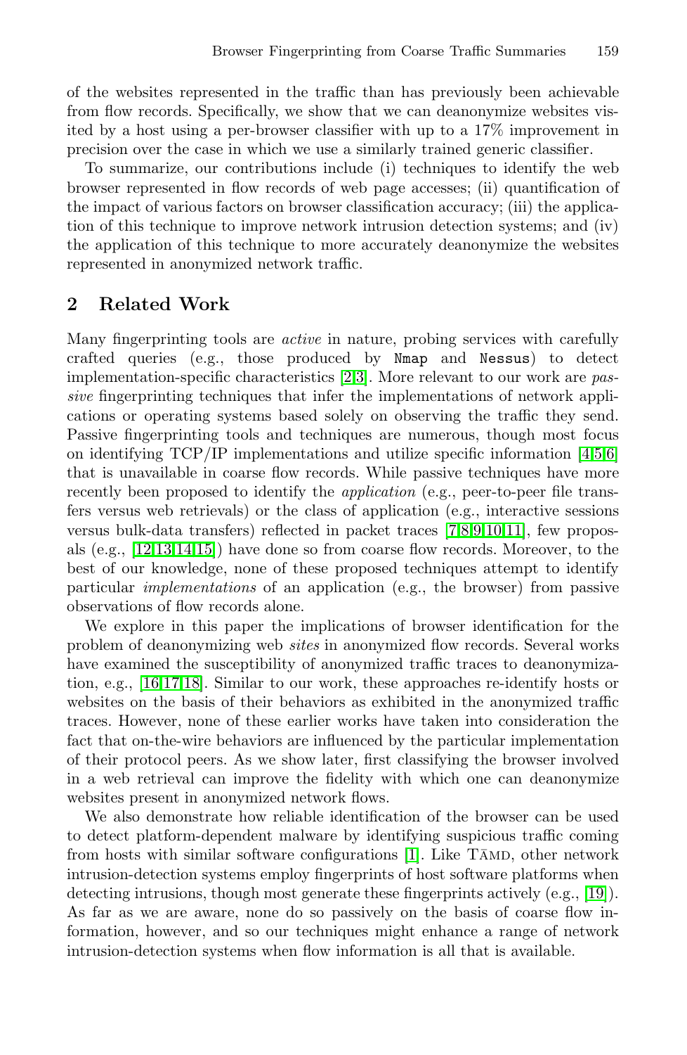of the websites represented in the traffic than has previously been achievable from flow records. Specifically, we show that we can deanonymize websites visited by a host using a per-browser classifier with up to a 17% improvement in precision over the case in which we use a similarly trained generic classifier.

To summarize, our contributions include (i) techniques to identify the web browser represented in flow records of web page accesses; (ii) quantification of the impact of various factors on browser classification accuracy; (iii) the application of this technique to improve network intrusion detection systems; and (iv) the application of this technique to more accurately deanonymize the websites represented in anonymized network traffic.

## 2 Related Work

Many fingerprinting tools are *active* in nature, probing services with carefully crafted queries (e.g., those produced by `Nmap` and `Nessus`) to detect implementation-specific characteristics [2,3]. More relevant to our work are *passive* fingerprinting techniques that infer the implementations of network applications or operating systems based solely on observing the traffic they send. Passive fingerprinting tools and techniques are numerous, though most focus on identifying TCP/IP implementations and utilize specific information [4,5,6] that is unavailable in coarse flow records. While passive techniques have more recently been proposed to identify the *application* (e.g., peer-to-peer file transfers versus web retrievals) or the class of application (e.g., interactive sessions versus bulk-data transfers) reflected in packet traces [7,8,9,10,11], few proposals (e.g., [12,13,14,15]) have done so from coarse flow records. Moreover, to the best of our knowledge, none of these proposed techniques attempt to identify particular *implementations* of an application (e.g., the browser) from passive observations of flow records alone.

We explore in this paper the implications of browser identification for the problem of deanonymizing web *sites* in anonymized flow records. Several works have examined the susceptibility of anonymized traffic traces to deanonymization, e.g., [16,17,18]. Similar to our work, these approaches re-identify hosts or websites on the basis of their behaviors as exhibited in the anonymized traffic traces. However, none of these earlier works have taken into consideration the fact that on-the-wire behaviors are influenced by the particular implementation of their protocol peers. As we show later, first classifying the browser involved in a web retrieval can improve the fidelity with which one can deanonymize websites present in anonymized network flows.

We also demonstrate how reliable identification of the browser can be used to detect platform-dependent malware by identifying suspicious traffic coming from hosts with similar software configurations [1]. Like TĀMD, other network intrusion-detection systems employ fingerprints of host software platforms when detecting intrusions, though most generate these fingerprints actively (e.g., [19]). As far as we are aware, none do so passively on the basis of coarse flow information, however, and so our techniques might enhance a range of network intrusion-detection systems when flow information is all that is available.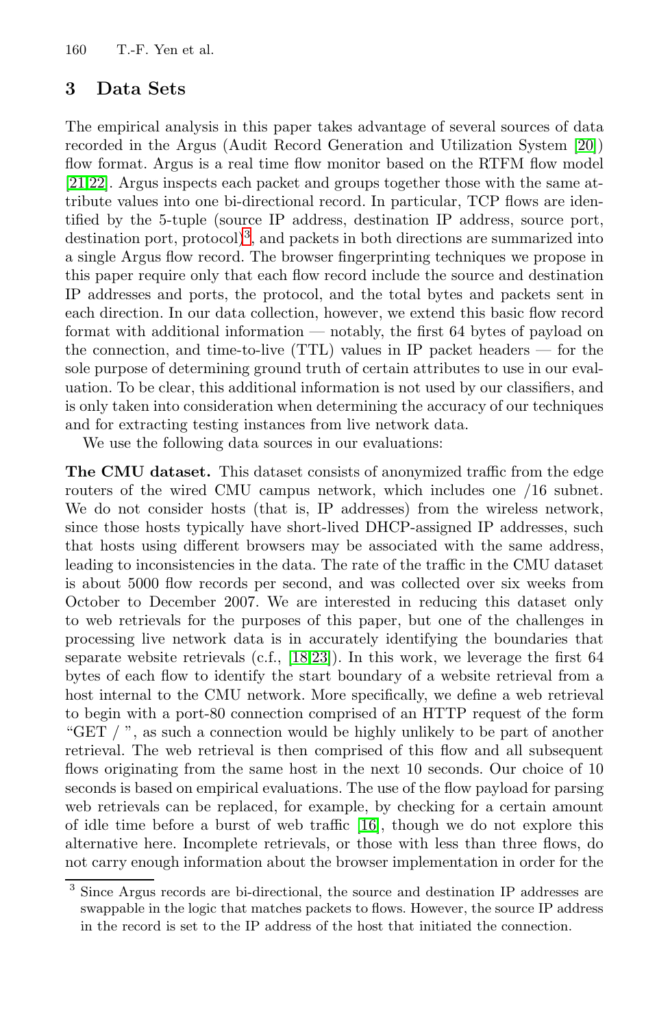## 3 Data Sets

The empirical analysis in this paper takes advantage of several sources of data recorded in the Argus (Audit Record Generation and Utilization System [20]) flow format. Argus is a real time flow monitor based on the RTFM flow model [21,22]. Argus inspects each packet and groups together those with the same attribute values into one bi-directional record. In particular, TCP flows are identified by the 5-tuple (source IP address, destination IP address, source port, destination port, protocol)[3], and packets in both directions are summarized into a single Argus flow record. The browser fingerprinting techniques we propose in this paper require only that each flow record include the source and destination IP addresses and ports, the protocol, and the total bytes and packets sent in each direction. In our data collection, however, we extend this basic flow record format with additional information — notably, the first 64 bytes of payload on the connection, and time-to-live (TTL) values in IP packet headers — for the sole purpose of determining ground truth of certain attributes to use in our evaluation. To be clear, this additional information is not used by our classifiers, and is only taken into consideration when determining the accuracy of our techniques and for extracting testing instances from live network data.

We use the following data sources in our evaluations:

**The CMU dataset.** This dataset consists of anonymized traffic from the edge routers of the wired CMU campus network, which includes one /16 subnet. We do not consider hosts (that is, IP addresses) from the wireless network, since those hosts typically have short-lived DHCP-assigned IP addresses, such that hosts using different browsers may be associated with the same address, leading to inconsistencies in the data. The rate of the traffic in the CMU dataset is about 5000 flow records per second, and was collected over six weeks from October to December 2007. We are interested in reducing this dataset only to web retrievals for the purposes of this paper, but one of the challenges in processing live network data is in accurately identifying the boundaries that separate website retrievals (c.f., [18,23]). In this work, we leverage the first 64 bytes of each flow to identify the start boundary of a website retrieval from a host internal to the CMU network. More specifically, we define a web retrieval to begin with a port-80 connection comprised of an HTTP request of the form "GET / ", as such a connection would be highly unlikely to be part of another retrieval. The web retrieval is then comprised of this flow and all subsequent flows originating from the same host in the next 10 seconds. Our choice of 10 seconds is based on empirical evaluations. The use of the flow payload for parsing web retrievals can be replaced, for example, by checking for a certain amount of idle time before a burst of web traffic [16], though we do not explore this alternative here. Incomplete retrievals, or those with less than three flows, do not carry enough information about the browser implementation in order for the

---

[3] Since Argus records are bi-directional, the source and destination IP addresses are swappable in the logic that matches packets to flows. However, the source IP address in the record is set to the IP address of the host that initiated the connection.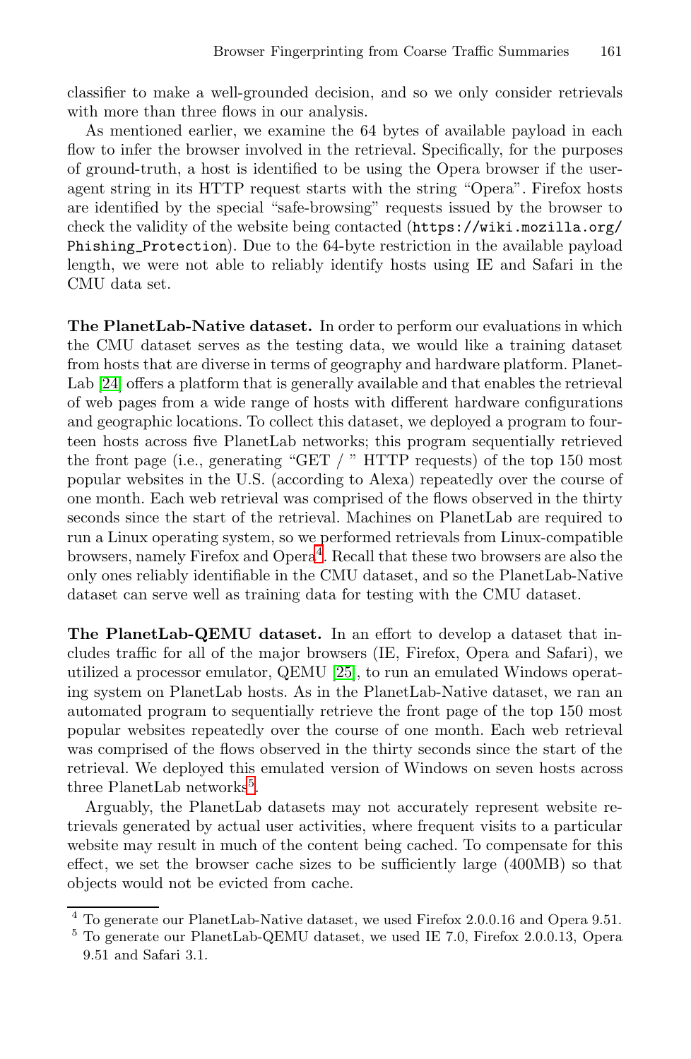classifier to make a well-grounded decision, and so we only consider retrievals with more than three flows in our analysis.

As mentioned earlier, we examine the 64 bytes of available payload in each flow to infer the browser involved in the retrieval. Specifically, for the purposes of ground-truth, a host is identified to be using the Opera browser if the user-agent string in its HTTP request starts with the string "Opera". Firefox hosts are identified by the special "safe-browsing" requests issued by the browser to check the validity of the website being contacted (`https://wiki.mozilla.org/Phishing_Protection`). Due to the 64-byte restriction in the available payload length, we were not able to reliably identify hosts using IE and Safari in the CMU data set.

**The PlanetLab-Native dataset.** In order to perform our evaluations in which the CMU dataset serves as the testing data, we would like a training dataset from hosts that are diverse in terms of geography and hardware platform. PlanetLab [24] offers a platform that is generally available and that enables the retrieval of web pages from a wide range of hosts with different hardware configurations and geographic locations. To collect this dataset, we deployed a program to fourteen hosts across five PlanetLab networks; this program sequentially retrieved the front page (i.e., generating "GET / " HTTP requests) of the top 150 most popular websites in the U.S. (according to Alexa) repeatedly over the course of one month. Each web retrieval was comprised of the flows observed in the thirty seconds since the start of the retrieval. Machines on PlanetLab are required to run a Linux operating system, so we performed retrievals from Linux-compatible browsers, namely Firefox and Opera[4]. Recall that these two browsers are also the only ones reliably identifiable in the CMU dataset, and so the PlanetLab-Native dataset can serve well as training data for testing with the CMU dataset.

**The PlanetLab-QEMU dataset.** In an effort to develop a dataset that includes traffic for all of the major browsers (IE, Firefox, Opera and Safari), we utilized a processor emulator, QEMU [25], to run an emulated Windows operating system on PlanetLab hosts. As in the PlanetLab-Native dataset, we ran an automated program to sequentially retrieve the front page of the top 150 most popular websites repeatedly over the course of one month. Each web retrieval was comprised of the flows observed in the thirty seconds since the start of the retrieval. We deployed this emulated version of Windows on seven hosts across three PlanetLab networks[5].

Arguably, the PlanetLab datasets may not accurately represent website retrievals generated by actual user activities, where frequent visits to a particular website may result in much of the content being cached. To compensate for this effect, we set the browser cache sizes to be sufficiently large (400MB) so that objects would not be evicted from cache.

---

[4] To generate our PlanetLab-Native dataset, we used Firefox 2.0.0.16 and Opera 9.51.

[5] To generate our PlanetLab-QEMU dataset, we used IE 7.0, Firefox 2.0.0.13, Opera 9.51 and Safari 3.1.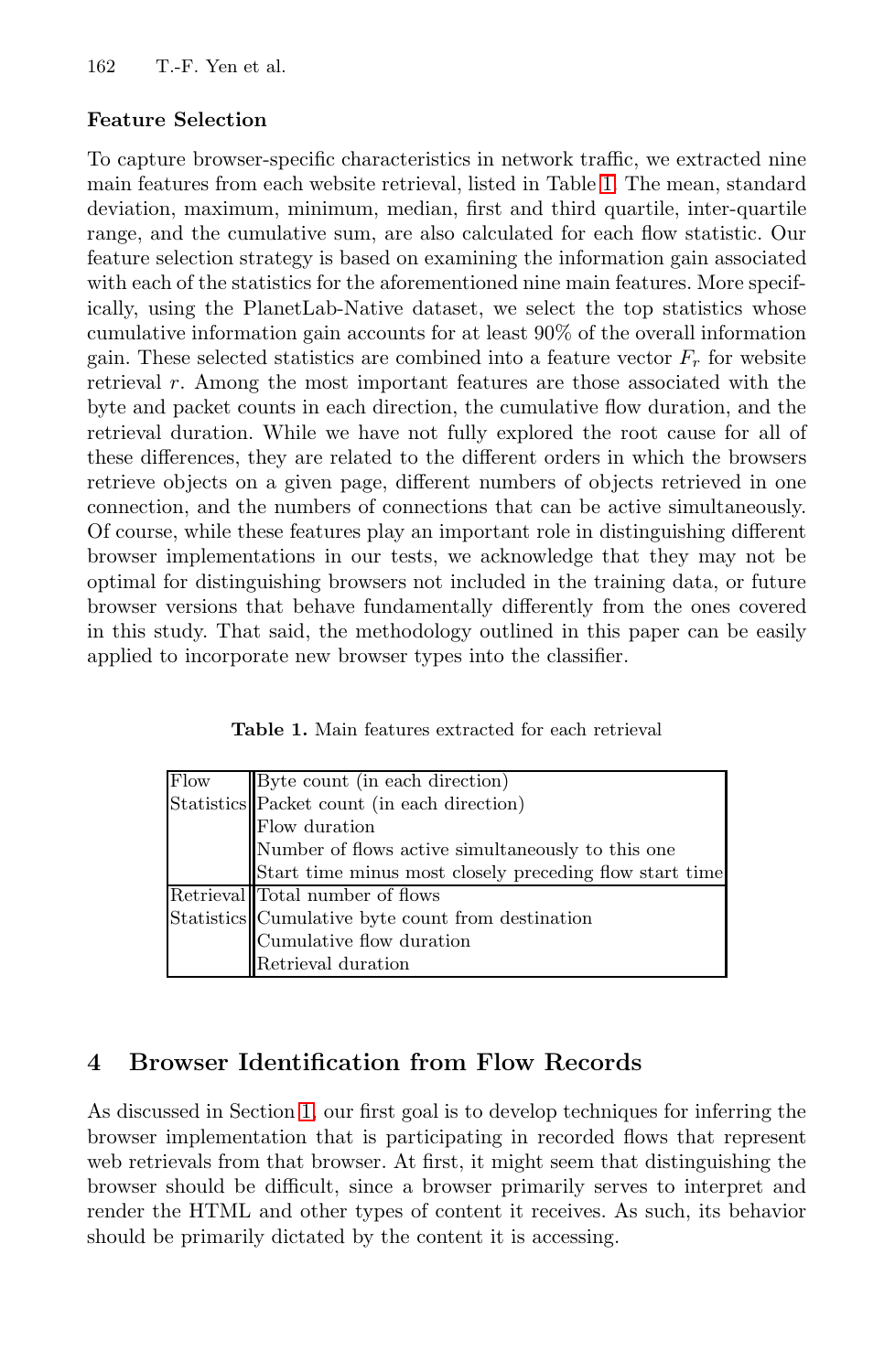**Feature Selection**

To capture browser-specific characteristics in network traffic, we extracted nine main features from each website retrieval, listed in Table 1. The mean, standard deviation, maximum, minimum, median, first and third quartile, inter-quartile range, and the cumulative sum, are also calculated for each flow statistic. Our feature selection strategy is based on examining the information gain associated with each of the statistics for the aforementioned nine main features. More specifically, using the PlanetLab-Native dataset, we select the top statistics whose cumulative information gain accounts for at least 90% of the overall information gain. These selected statistics are combined into a feature vector $F_r$ for website retrieval $r$. Among the most important features are those associated with the byte and packet counts in each direction, the cumulative flow duration, and the retrieval duration. While we have not fully explored the root cause for all of these differences, they are related to the different orders in which the browsers retrieve objects on a given page, different numbers of objects retrieved in one connection, and the numbers of connections that can be active simultaneously. Of course, while these features play an important role in distinguishing different browser implementations in our tests, we acknowledge that they may not be optimal for distinguishing browsers not included in the training data, or future browser versions that behave fundamentally differently from the ones covered in this study. That said, the methodology outlined in this paper can be easily applied to incorporate new browser types into the classifier.

**Table 1.** Main features extracted for each retrieval

| | |
|---|---|
| Flow Statistics | Byte count (in each direction) |
| | Packet count (in each direction) |
| | Flow duration |
| | Number of flows active simultaneously to this one |
| | Start time minus most closely preceding flow start time |
| Retrieval Statistics | Total number of flows |
| | Cumulative byte count from destination |
| | Cumulative flow duration |
| | Retrieval duration |

## 4 Browser Identification from Flow Records

As discussed in Section 1, our first goal is to develop techniques for inferring the browser implementation that is participating in recorded flows that represent web retrievals from that browser. At first, it might seem that distinguishing the browser should be difficult, since a browser primarily serves to interpret and render the HTML and other types of content it receives. As such, its behavior should be primarily dictated by the content it is accessing.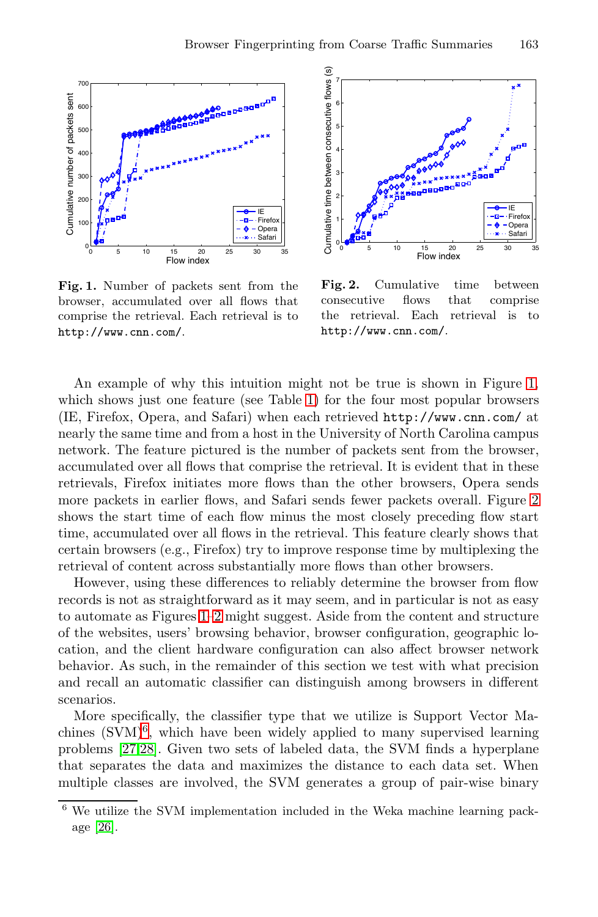**Fig. 1.** Number of packets sent from the browser, accumulated over all flows that comprise the retrieval. Each retrieval is to `http://www.cnn.com/`.

**Fig. 2.** Cumulative time between consecutive flows that comprise the retrieval. Each retrieval is to `http://www.cnn.com/`.

An example of why this intuition might not be true is shown in Figure 1, which shows just one feature (see Table 1) for the four most popular browsers (IE, Firefox, Opera, and Safari) when each retrieved `http://www.cnn.com/` at nearly the same time and from a host in the University of North Carolina campus network. The feature pictured is the number of packets sent from the browser, accumulated over all flows that comprise the retrieval. It is evident that in these retrievals, Firefox initiates more flows than the other browsers, Opera sends more packets in earlier flows, and Safari sends fewer packets overall. Figure 2 shows the start time of each flow minus the most closely preceding flow start time, accumulated over all flows in the retrieval. This feature clearly shows that certain browsers (e.g., Firefox) try to improve response time by multiplexing the retrieval of content across substantially more flows than other browsers.

However, using these differences to reliably determine the browser from flow records is not as straightforward as it may seem, and in particular is not as easy to automate as Figures 1–2 might suggest. Aside from the content and structure of the websites, users' browsing behavior, browser configuration, geographic location, and the client hardware configuration can also affect browser network behavior. As such, in the remainder of this section we test with what precision and recall an automatic classifier can distinguish among browsers in different scenarios.

More specifically, the classifier type that we utilize is Support Vector Machines (SVM)[6], which have been widely applied to many supervised learning problems [27,28]. Given two sets of labeled data, the SVM finds a hyperplane that separates the data and maximizes the distance to each data set. When multiple classes are involved, the SVM generates a group of pair-wise binary

[6] We utilize the SVM implementation included in the Weka machine learning package [26].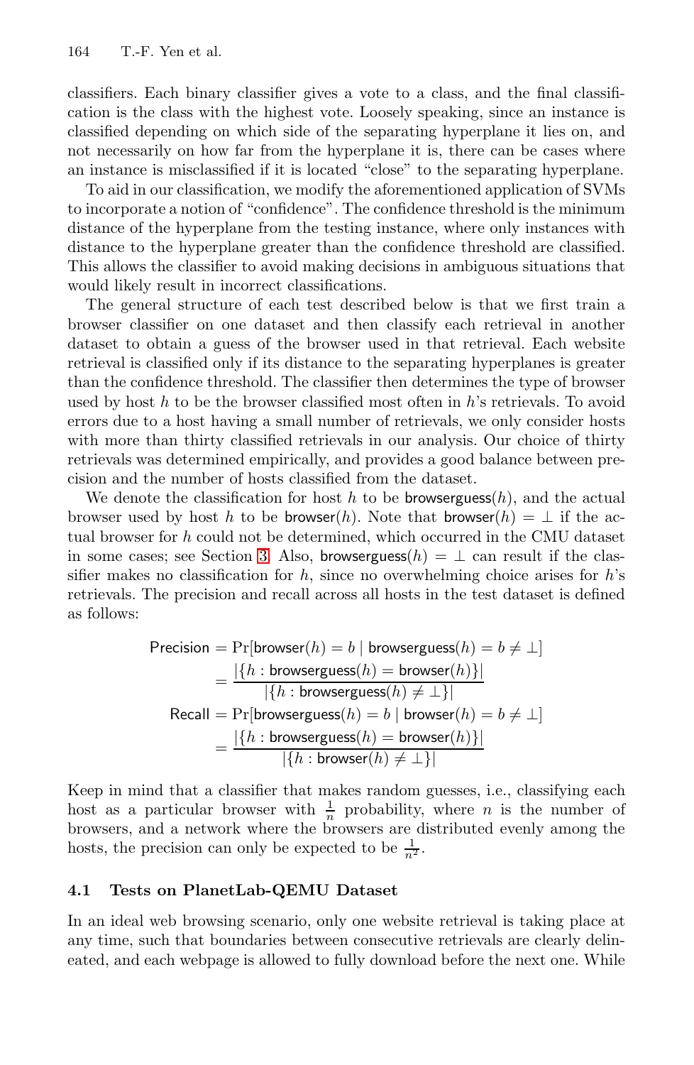classifiers. Each binary classifier gives a vote to a class, and the final classification is the class with the highest vote. Loosely speaking, since an instance is classified depending on which side of the separating hyperplane it lies on, and not necessarily on how far from the hyperplane it is, there can be cases where an instance is misclassified if it is located "close" to the separating hyperplane.

To aid in our classification, we modify the aforementioned application of SVMs to incorporate a notion of "confidence". The confidence threshold is the minimum distance of the hyperplane from the testing instance, where only instances with distance to the hyperplane greater than the confidence threshold are classified. This allows the classifier to avoid making decisions in ambiguous situations that would likely result in incorrect classifications.

The general structure of each test described below is that we first train a browser classifier on one dataset and then classify each retrieval in another dataset to obtain a guess of the browser used in that retrieval. Each website retrieval is classified only if its distance to the separating hyperplanes is greater than the confidence threshold. The classifier then determines the type of browser used by host $h$ to be the browser classified most often in $h$'s retrievals. To avoid errors due to a host having a small number of retrievals, we only consider hosts with more than thirty classified retrievals in our analysis. Our choice of thirty retrievals was determined empirically, and provides a good balance between precision and the number of hosts classified from the dataset.

We denote the classification for host $h$ to be $\mathsf{browserguess}(h)$, and the actual browser used by host $h$ to be $\mathsf{browser}(h)$. Note that $\mathsf{browser}(h) = \perp$ if the actual browser for $h$ could not be determined, which occurred in the CMU dataset in some cases; see Section 3. Also, $\mathsf{browserguess}(h) = \perp$ can result if the classifier makes no classification for $h$, since no overwhelming choice arises for $h$'s retrievals. The precision and recall across all hosts in the test dataset is defined as follows:

$$
\begin{aligned}
\mathsf{Precision} &= \Pr[\mathsf{browser}(h) = b \mid \mathsf{browserguess}(h) = b \neq \perp] \\
&= \frac{|\{h : \mathsf{browserguess}(h) = \mathsf{browser}(h)\}|}{|\{h : \mathsf{browserguess}(h) \neq \perp\}|} \\
\mathsf{Recall} &= \Pr[\mathsf{browserguess}(h) = b \mid \mathsf{browser}(h) = b \neq \perp] \\
&= \frac{|\{h : \mathsf{browserguess}(h) = \mathsf{browser}(h)\}|}{|\{h : \mathsf{browser}(h) \neq \perp\}|}
\end{aligned}
$$

Keep in mind that a classifier that makes random guesses, i.e., classifying each host as a particular browser with $\frac{1}{n}$ probability, where $n$ is the number of browsers, and a network where the browsers are distributed evenly among the hosts, the precision can only be expected to be $\frac{1}{n^2}$.

### 4.1 Tests on PlanetLab-QEMU Dataset

In an ideal web browsing scenario, only one website retrieval is taking place at any time, such that boundaries between consecutive retrievals are clearly delineated, and each webpage is allowed to fully download before the next one. While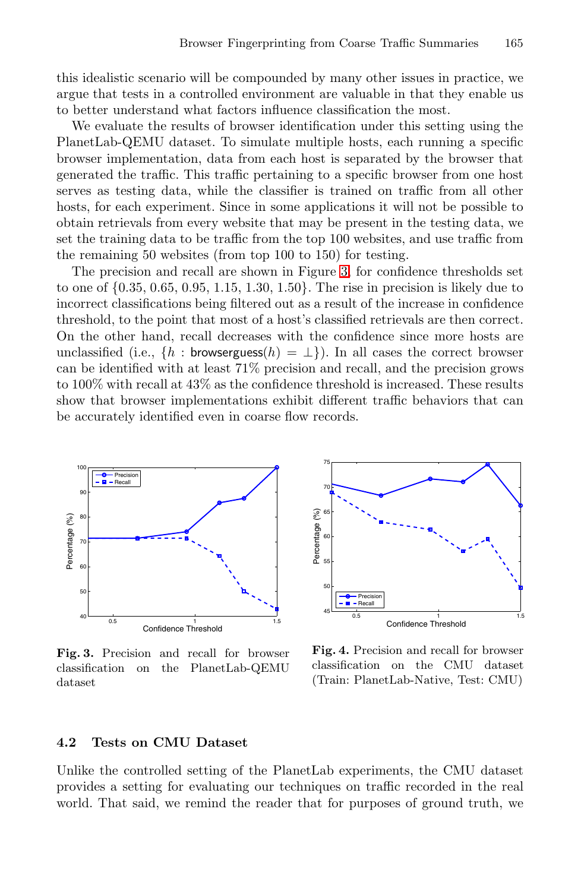this idealistic scenario will be compounded by many other issues in practice, we argue that tests in a controlled environment are valuable in that they enable us to better understand what factors influence classification the most.

We evaluate the results of browser identification under this setting using the PlanetLab-QEMU dataset. To simulate multiple hosts, each running a specific browser implementation, data from each host is separated by the browser that generated the traffic. This traffic pertaining to a specific browser from one host serves as testing data, while the classifier is trained on traffic from all other hosts, for each experiment. Since in some applications it will not be possible to obtain retrievals from every website that may be present in the testing data, we set the training data to be traffic from the top 100 websites, and use traffic from the remaining 50 websites (from top 100 to 150) for testing.

The precision and recall are shown in Figure 3 for confidence thresholds set to one of $\{0.35, 0.65, 0.95, 1.15, 1.30, 1.50\}$. The rise in precision is likely due to incorrect classifications being filtered out as a result of the increase in confidence threshold, to the point that most of a host's classified retrievals are then correct. On the other hand, recall decreases with the confidence since more hosts are unclassified (i.e., $\{h : \mathsf{browserguess}(h) = \bot\}$). In all cases the correct browser can be identified with at least 71% precision and recall, and the precision grows to 100% with recall at 43% as the confidence threshold is increased. These results show that browser implementations exhibit different traffic behaviors that can be accurately identified even in coarse flow records.

**Fig. 3.** Precision and recall for browser classification on the PlanetLab-QEMU dataset

**Fig. 4.** Precision and recall for browser classification on the CMU dataset (Train: PlanetLab-Native, Test: CMU)

### 4.2 Tests on CMU Dataset

Unlike the controlled setting of the PlanetLab experiments, the CMU dataset provides a setting for evaluating our techniques on traffic recorded in the real world. That said, we remind the reader that for purposes of ground truth, we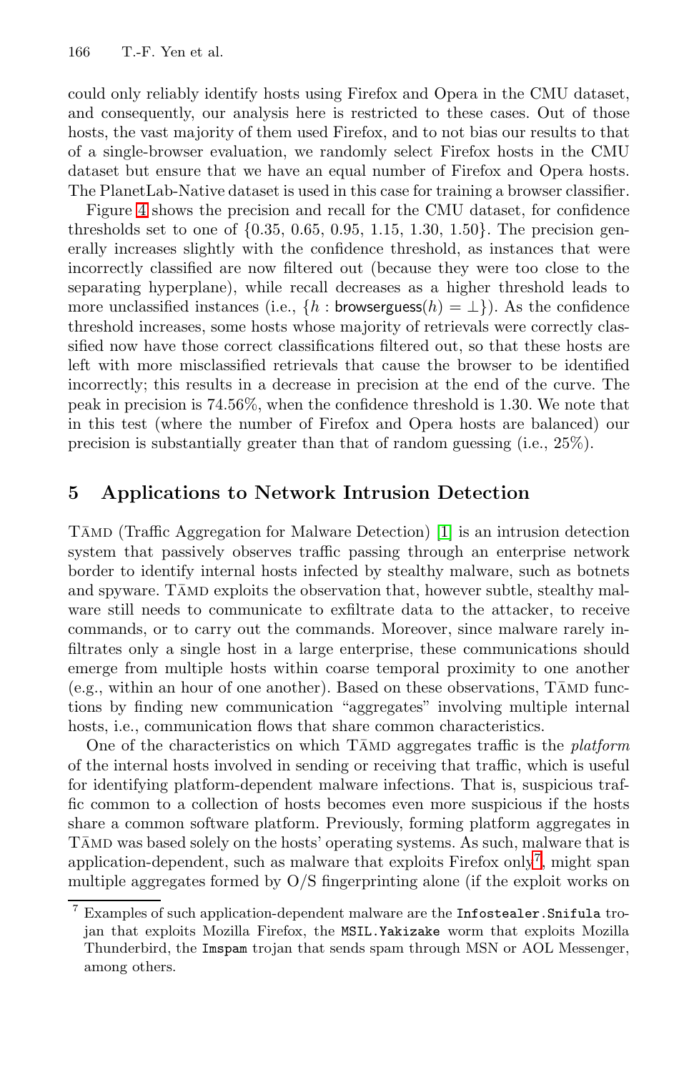could only reliably identify hosts using Firefox and Opera in the CMU dataset, and consequently, our analysis here is restricted to these cases. Out of those hosts, the vast majority of them used Firefox, and to not bias our results to that of a single-browser evaluation, we randomly select Firefox hosts in the CMU dataset but ensure that we have an equal number of Firefox and Opera hosts. The PlanetLab-Native dataset is used in this case for training a browser classifier.

Figure 4 shows the precision and recall for the CMU dataset, for confidence thresholds set to one of {0.35, 0.65, 0.95, 1.15, 1.30, 1.50}. The precision generally increases slightly with the confidence threshold, as instances that were incorrectly classified are now filtered out (because they were too close to the separating hyperplane), while recall decreases as a higher threshold leads to more unclassified instances (i.e., $\{h : \mathsf{browserguess}(h) = \perp\}$). As the confidence threshold increases, some hosts whose majority of retrievals were correctly classified now have those correct classifications filtered out, so that these hosts are left with more misclassified retrievals that cause the browser to be identified incorrectly; this results in a decrease in precision at the end of the curve. The peak in precision is 74.56%, when the confidence threshold is 1.30. We note that in this test (where the number of Firefox and Opera hosts are balanced) our precision is substantially greater than that of random guessing (i.e., 25%).

## 5 Applications to Network Intrusion Detection

TĀMD (Traffic Aggregation for Malware Detection) [1] is an intrusion detection system that passively observes traffic passing through an enterprise network border to identify internal hosts infected by stealthy malware, such as botnets and spyware. TĀMD exploits the observation that, however subtle, stealthy malware still needs to communicate to exfiltrate data to the attacker, to receive commands, or to carry out the commands. Moreover, since malware rarely infiltrates only a single host in a large enterprise, these communications should emerge from multiple hosts within coarse temporal proximity to one another (e.g., within an hour of one another). Based on these observations, TĀMD functions by finding new communication "aggregates" involving multiple internal hosts, i.e., communication flows that share common characteristics.

One of the characteristics on which TĀMD aggregates traffic is the *platform* of the internal hosts involved in sending or receiving that traffic, which is useful for identifying platform-dependent malware infections. That is, suspicious traffic common to a collection of hosts becomes even more suspicious if the hosts share a common software platform. Previously, forming platform aggregates in TĀMD was based solely on the hosts' operating systems. As such, malware that is application-dependent, such as malware that exploits Firefox only[7], might span multiple aggregates formed by O/S fingerprinting alone (if the exploit works on

[7] Examples of such application-dependent malware are the `Infostealer.Snifula` trojan that exploits Mozilla Firefox, the `MSIL.Yakizake` worm that exploits Mozilla Thunderbird, the `Imspam` trojan that sends spam through MSN or AOL Messenger, among others.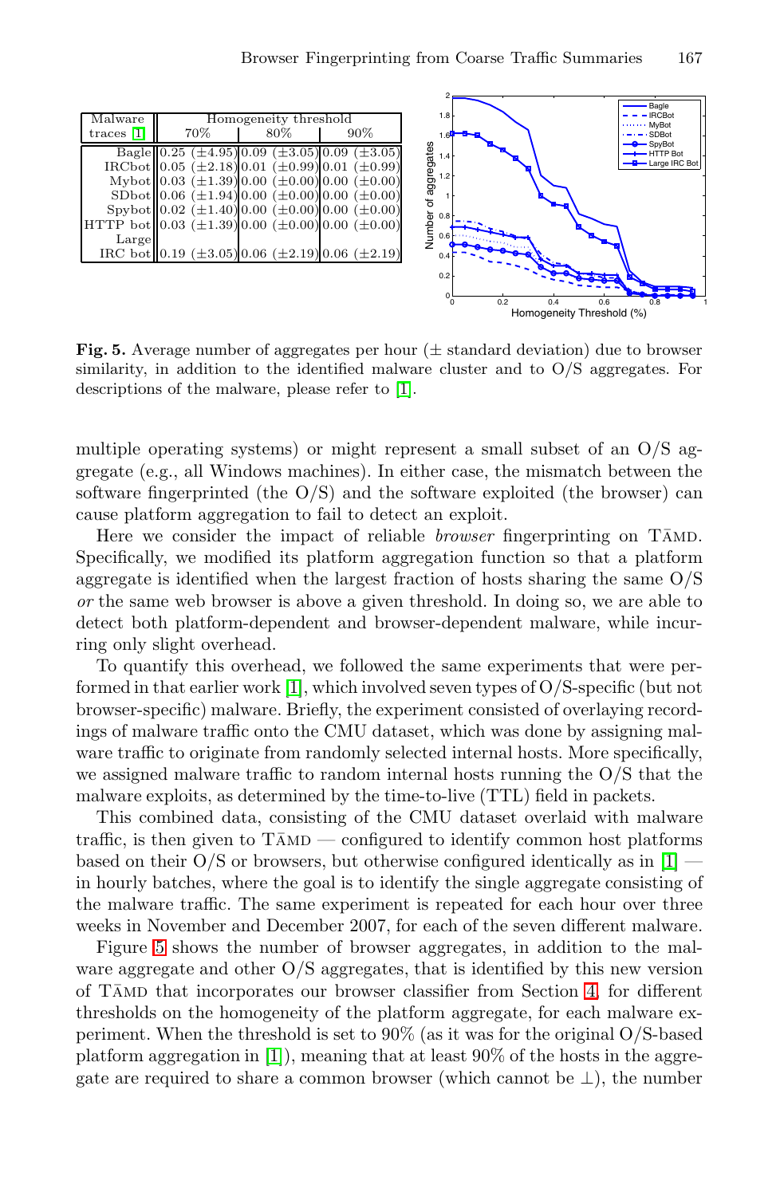| Malware traces [1] | Homogeneity threshold | | |
|---|---|---|---|
| | 70% | 80% | 90% |
| Bagle | 0.25 (±4.95) | 0.09 (±3.05) | 0.09 (±3.05) |
| IRCbot | 0.05 (±2.18) | 0.01 (±0.99) | 0.01 (±0.99) |
| Mybot | 0.03 (±1.39) | 0.00 (±0.00) | 0.00 (±0.00) |
| SDbot | 0.06 (±1.94) | 0.00 (±0.00) | 0.00 (±0.00) |
| Spybot | 0.02 (±1.40) | 0.00 (±0.00) | 0.00 (±0.00) |
| HTTP bot | 0.03 (±1.39) | 0.00 (±0.00) | 0.00 (±0.00) |
| Large IRC bot | 0.19 (±3.05) | 0.06 (±2.19) | 0.06 (±2.19) |

**Fig. 5.** Average number of aggregates per hour (± standard deviation) due to browser similarity, in addition to the identified malware cluster and to O/S aggregates. For descriptions of the malware, please refer to [1].

multiple operating systems) or might represent a small subset of an O/S aggregate (e.g., all Windows machines). In either case, the mismatch between the software fingerprinted (the O/S) and the software exploited (the browser) can cause platform aggregation to fail to detect an exploit.

Here we consider the impact of reliable *browser* fingerprinting on TĀMD. Specifically, we modified its platform aggregation function so that a platform aggregate is identified when the largest fraction of hosts sharing the same O/S *or* the same web browser is above a given threshold. In doing so, we are able to detect both platform-dependent and browser-dependent malware, while incurring only slight overhead.

To quantify this overhead, we followed the same experiments that were performed in that earlier work [1], which involved seven types of O/S-specific (but not browser-specific) malware. Briefly, the experiment consisted of overlaying recordings of malware traffic onto the CMU dataset, which was done by assigning malware traffic to originate from randomly selected internal hosts. More specifically, we assigned malware traffic to random internal hosts running the O/S that the malware exploits, as determined by the time-to-live (TTL) field in packets.

This combined data, consisting of the CMU dataset overlaid with malware traffic, is then given to TĀMD — configured to identify common host platforms based on their O/S or browsers, but otherwise configured identically as in [1] — in hourly batches, where the goal is to identify the single aggregate consisting of the malware traffic. The same experiment is repeated for each hour over three weeks in November and December 2007, for each of the seven different malware.

Figure 5 shows the number of browser aggregates, in addition to the malware aggregate and other O/S aggregates, that is identified by this new version of TĀMD that incorporates our browser classifier from Section 4, for different thresholds on the homogeneity of the platform aggregate, for each malware experiment. When the threshold is set to 90% (as it was for the original O/S-based platform aggregation in [1]), meaning that at least 90% of the hosts in the aggregate are required to share a common browser (which cannot be ⊥), the number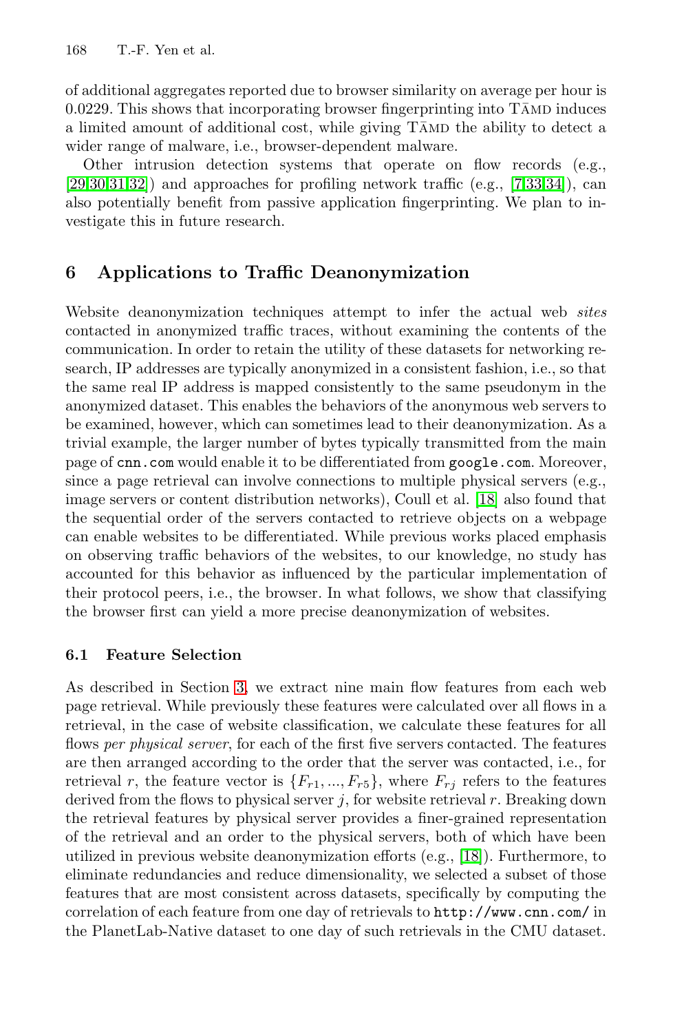of additional aggregates reported due to browser similarity on average per hour is 0.0229. This shows that incorporating browser fingerprinting into TĀMD induces a limited amount of additional cost, while giving TĀMD the ability to detect a wider range of malware, i.e., browser-dependent malware.

Other intrusion detection systems that operate on flow records (e.g., [29,30,31,32]) and approaches for profiling network traffic (e.g., [7,33,34]), can also potentially benefit from passive application fingerprinting. We plan to investigate this in future research.

## 6 Applications to Traffic Deanonymization

Website deanonymization techniques attempt to infer the actual web *sites* contacted in anonymized traffic traces, without examining the contents of the communication. In order to retain the utility of these datasets for networking research, IP addresses are typically anonymized in a consistent fashion, i.e., so that the same real IP address is mapped consistently to the same pseudonym in the anonymized dataset. This enables the behaviors of the anonymous web servers to be examined, however, which can sometimes lead to their deanonymization. As a trivial example, the larger number of bytes typically transmitted from the main page of `cnn.com` would enable it to be differentiated from `google.com`. Moreover, since a page retrieval can involve connections to multiple physical servers (e.g., image servers or content distribution networks), Coull et al. [18] also found that the sequential order of the servers contacted to retrieve objects on a webpage can enable websites to be differentiated. While previous works placed emphasis on observing traffic behaviors of the websites, to our knowledge, no study has accounted for this behavior as influenced by the particular implementation of their protocol peers, i.e., the browser. In what follows, we show that classifying the browser first can yield a more precise deanonymization of websites.

### 6.1 Feature Selection

As described in Section 3, we extract nine main flow features from each web page retrieval. While previously these features were calculated over all flows in a retrieval, in the case of website classification, we calculate these features for all flows *per physical server*, for each of the first five servers contacted. The features are then arranged according to the order that the server was contacted, i.e., for retrieval $r$, the feature vector is $\{F_{r1}, ..., F_{r5}\}$, where $F_{rj}$ refers to the features derived from the flows to physical server $j$, for website retrieval $r$. Breaking down the retrieval features by physical server provides a finer-grained representation of the retrieval and an order to the physical servers, both of which have been utilized in previous website deanonymization efforts (e.g., [18]). Furthermore, to eliminate redundancies and reduce dimensionality, we selected a subset of those features that are most consistent across datasets, specifically by computing the correlation of each feature from one day of retrievals to `http://www.cnn.com/` in the PlanetLab-Native dataset to one day of such retrievals in the CMU dataset.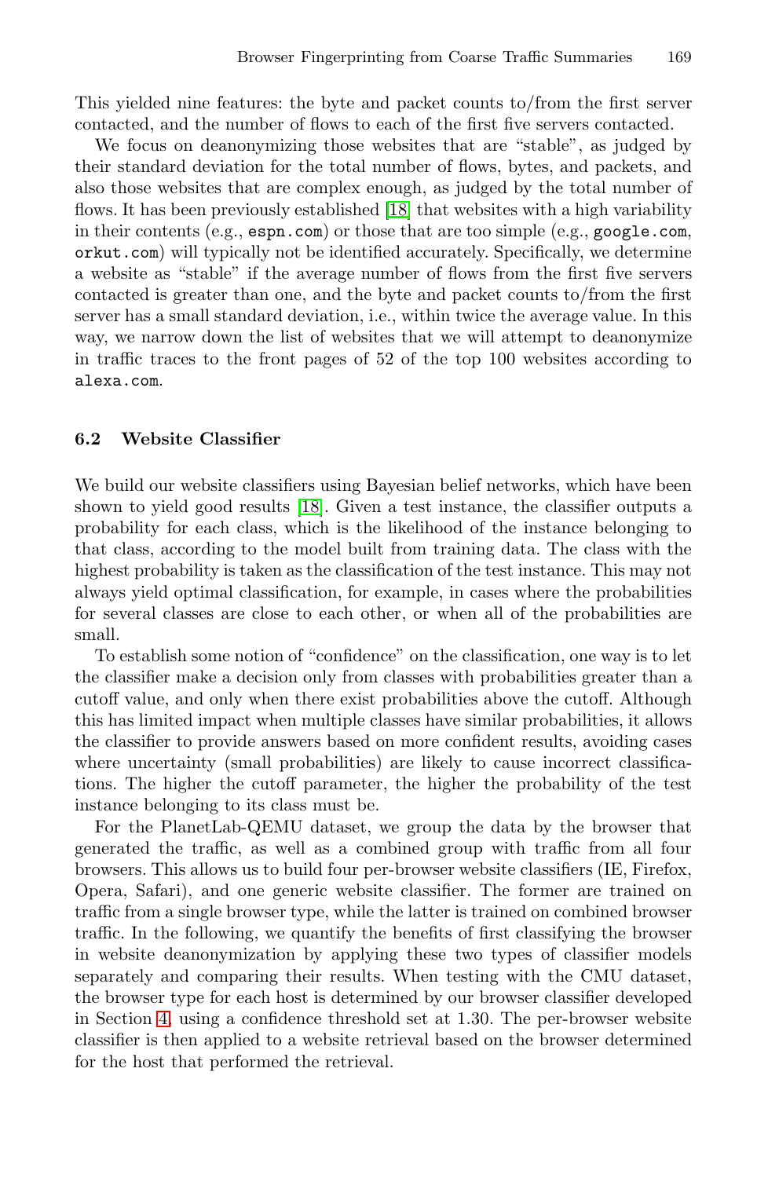This yielded nine features: the byte and packet counts to/from the first server contacted, and the number of flows to each of the first five servers contacted.

We focus on deanonymizing those websites that are "stable", as judged by their standard deviation for the total number of flows, bytes, and packets, and also those websites that are complex enough, as judged by the total number of flows. It has been previously established [18] that websites with a high variability in their contents (e.g., espn.com) or those that are too simple (e.g., google.com, orkut.com) will typically not be identified accurately. Specifically, we determine a website as "stable" if the average number of flows from the first five servers contacted is greater than one, and the byte and packet counts to/from the first server has a small standard deviation, i.e., within twice the average value. In this way, we narrow down the list of websites that we will attempt to deanonymize in traffic traces to the front pages of 52 of the top 100 websites according to alexa.com.

### 6.2 Website Classifier

We build our website classifiers using Bayesian belief networks, which have been shown to yield good results [18]. Given a test instance, the classifier outputs a probability for each class, which is the likelihood of the instance belonging to that class, according to the model built from training data. The class with the highest probability is taken as the classification of the test instance. This may not always yield optimal classification, for example, in cases where the probabilities for several classes are close to each other, or when all of the probabilities are small.

To establish some notion of "confidence" on the classification, one way is to let the classifier make a decision only from classes with probabilities greater than a cutoff value, and only when there exist probabilities above the cutoff. Although this has limited impact when multiple classes have similar probabilities, it allows the classifier to provide answers based on more confident results, avoiding cases where uncertainty (small probabilities) are likely to cause incorrect classifications. The higher the cutoff parameter, the higher the probability of the test instance belonging to its class must be.

For the PlanetLab-QEMU dataset, we group the data by the browser that generated the traffic, as well as a combined group with traffic from all four browsers. This allows us to build four per-browser website classifiers (IE, Firefox, Opera, Safari), and one generic website classifier. The former are trained on traffic from a single browser type, while the latter is trained on combined browser traffic. In the following, we quantify the benefits of first classifying the browser in website deanonymization by applying these two types of classifier models separately and comparing their results. When testing with the CMU dataset, the browser type for each host is determined by our browser classifier developed in Section 4, using a confidence threshold set at 1.30. The per-browser website classifier is then applied to a website retrieval based on the browser determined for the host that performed the retrieval.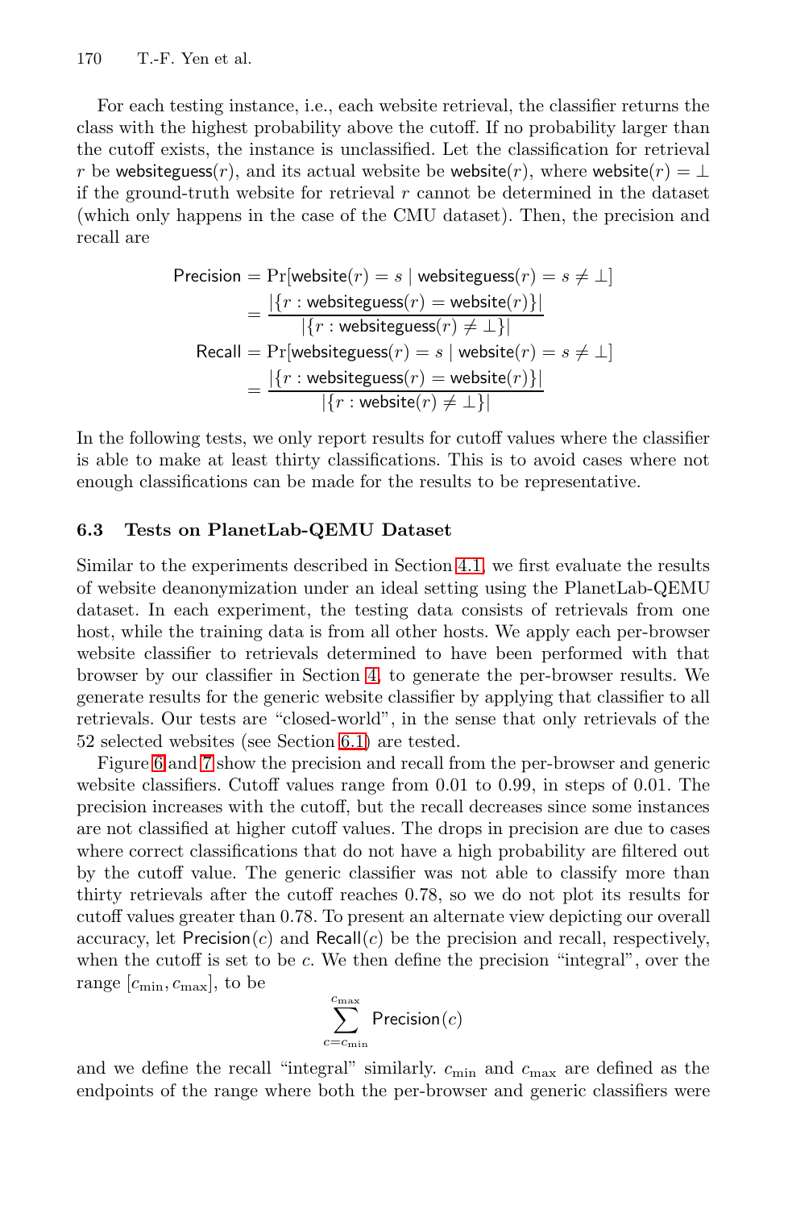For each testing instance, i.e., each website retrieval, the classifier returns the class with the highest probability above the cutoff. If no probability larger than the cutoff exists, the instance is unclassified. Let the classification for retrieval $r$ be $\mathsf{websiteguess}(r)$, and its actual website be $\mathsf{website}(r)$, where $\mathsf{website}(r) = \perp$ if the ground-truth website for retrieval $r$ cannot be determined in the dataset (which only happens in the case of the CMU dataset). Then, the precision and recall are

$$
\begin{aligned}
\mathsf{Precision} &= \Pr[\mathsf{website}(r) = s \mid \mathsf{websiteguess}(r) = s \neq \perp] \\
&= \frac{|\{r : \mathsf{websiteguess}(r) = \mathsf{website}(r)\}|}{|\{r : \mathsf{websiteguess}(r) \neq \perp\}|} \\
\mathsf{Recall} &= \Pr[\mathsf{websiteguess}(r) = s \mid \mathsf{website}(r) = s \neq \perp] \\
&= \frac{|\{r : \mathsf{websiteguess}(r) = \mathsf{website}(r)\}|}{|\{r : \mathsf{website}(r) \neq \perp\}|}
\end{aligned}
$$

In the following tests, we only report results for cutoff values where the classifier is able to make at least thirty classifications. This is to avoid cases where not enough classifications can be made for the results to be representative.

### 6.3 Tests on PlanetLab-QEMU Dataset

Similar to the experiments described in Section 4.1, we first evaluate the results of website deanonymization under an ideal setting using the PlanetLab-QEMU dataset. In each experiment, the testing data consists of retrievals from one host, while the training data is from all other hosts. We apply each per-browser website classifier to retrievals determined to have been performed with that browser by our classifier in Section 4, to generate the per-browser results. We generate results for the generic website classifier by applying that classifier to all retrievals. Our tests are "closed-world", in the sense that only retrievals of the 52 selected websites (see Section 6.1) are tested.

Figure 6 and 7 show the precision and recall from the per-browser and generic website classifiers. Cutoff values range from 0.01 to 0.99, in steps of 0.01. The precision increases with the cutoff, but the recall decreases since some instances are not classified at higher cutoff values. The drops in precision are due to cases where correct classifications that do not have a high probability are filtered out by the cutoff value. The generic classifier was not able to classify more than thirty retrievals after the cutoff reaches 0.78, so we do not plot its results for cutoff values greater than 0.78. To present an alternate view depicting our overall accuracy, let $\mathsf{Precision}(c)$ and $\mathsf{Recall}(c)$ be the precision and recall, respectively, when the cutoff is set to be $c$. We then define the precision "integral", over the range $[c_{\min}, c_{\max}]$, to be

$$
\sum_{c=c_{\min}}^{c_{\max}} \mathsf{Precision}(c)
$$

and we define the recall "integral" similarly. $c_{\min}$ and $c_{\max}$ are defined as the endpoints of the range where both the per-browser and generic classifiers were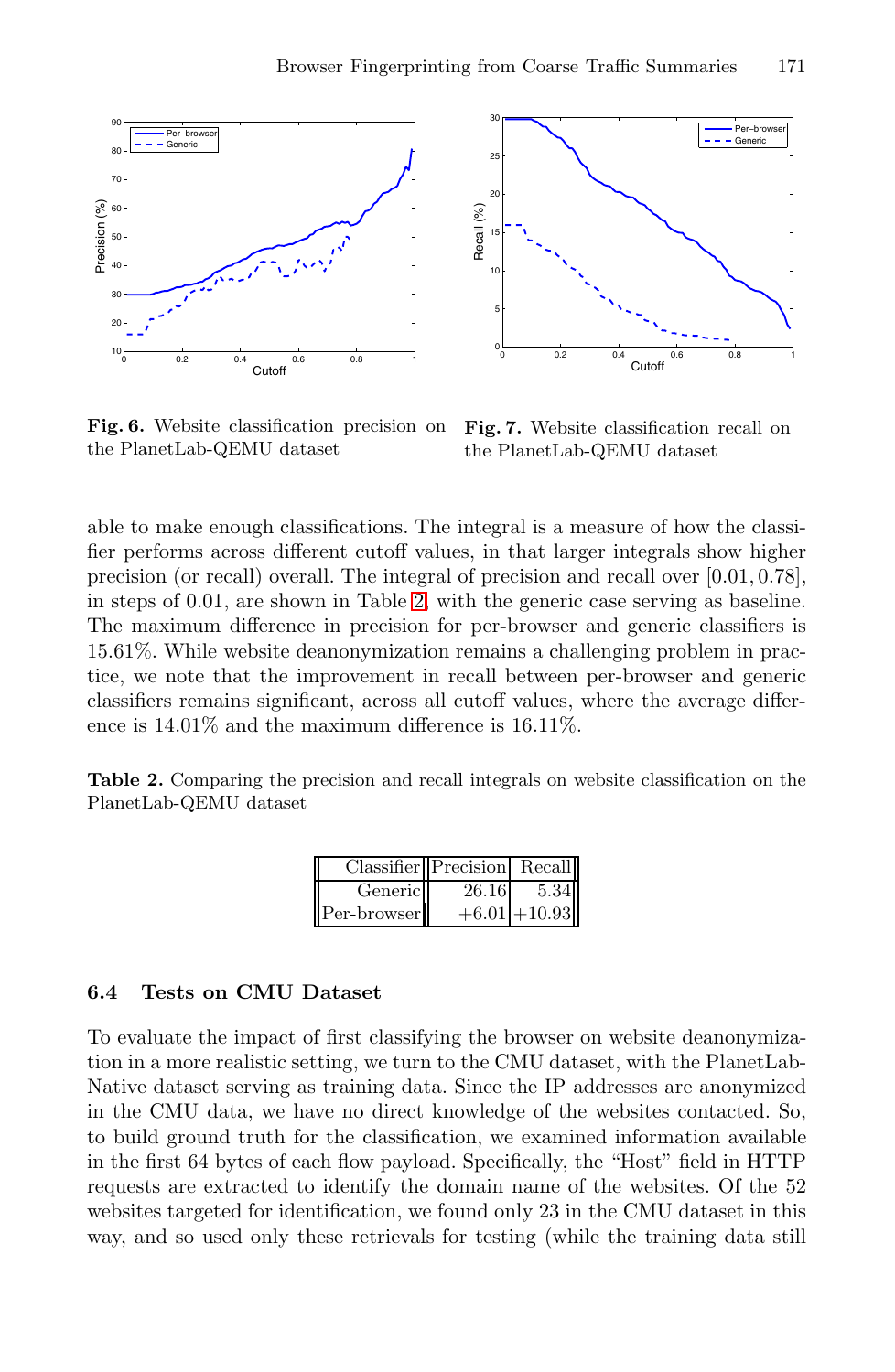**Fig. 6.** Website classification precision on the PlanetLab-QEMU dataset

**Fig. 7.** Website classification recall on the PlanetLab-QEMU dataset

able to make enough classifications. The integral is a measure of how the classifier performs across different cutoff values, in that larger integrals show higher precision (or recall) overall. The integral of precision and recall over $[0.01, 0.78]$, in steps of 0.01, are shown in Table 2, with the generic case serving as baseline. The maximum difference in precision for per-browser and generic classifiers is 15.61%. While website deanonymization remains a challenging problem in practice, we note that the improvement in recall between per-browser and generic classifiers remains significant, across all cutoff values, where the average difference is 14.01% and the maximum difference is 16.11%.

**Table 2.** Comparing the precision and recall integrals on website classification on the PlanetLab-QEMU dataset

| Classifier | Precision | Recall |
|---|---|---|
| Generic | 26.16 | 5.34 |
| Per-browser | +6.01 | +10.93 |

### 6.4 Tests on CMU Dataset

To evaluate the impact of first classifying the browser on website deanonymization in a more realistic setting, we turn to the CMU dataset, with the PlanetLab-Native dataset serving as training data. Since the IP addresses are anonymized in the CMU data, we have no direct knowledge of the websites contacted. So, to build ground truth for the classification, we examined information available in the first 64 bytes of each flow payload. Specifically, the "Host" field in HTTP requests are extracted to identify the domain name of the websites. Of the 52 websites targeted for identification, we found only 23 in the CMU dataset in this way, and so used only these retrievals for testing (while the training data still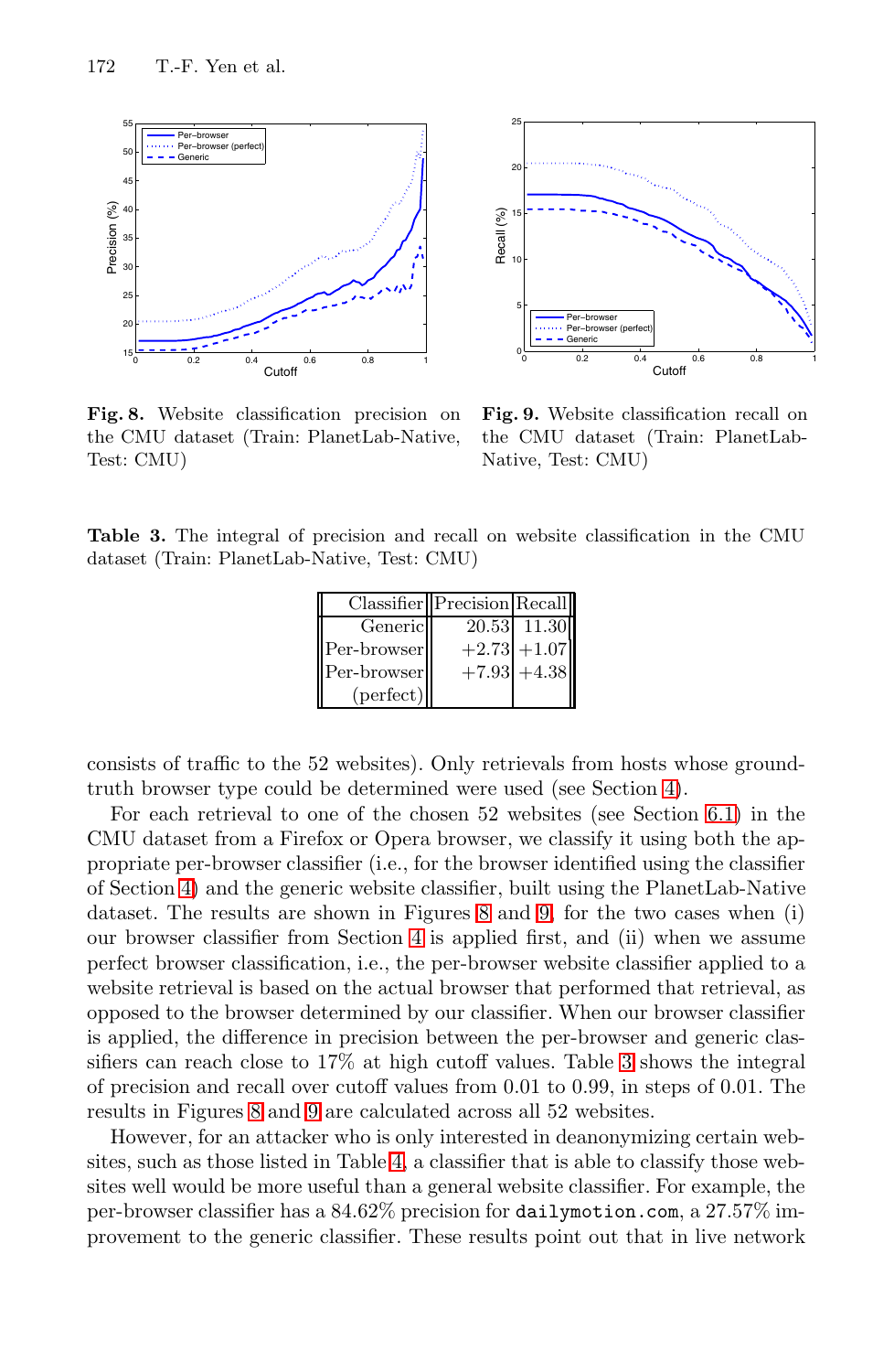**Fig. 8.** Website classification precision on the CMU dataset (Train: PlanetLab-Native, Test: CMU)

**Fig. 9.** Website classification recall on the CMU dataset (Train: PlanetLab-Native, Test: CMU)

**Table 3.** The integral of precision and recall on website classification in the CMU dataset (Train: PlanetLab-Native, Test: CMU)

| Classifier | Precision | Recall |
|---|---|---|
| Generic | 20.53 | 11.30 |
| Per-browser | +2.73 | +1.07 |
| Per-browser (perfect) | +7.93 | +4.38 |

consists of traffic to the 52 websites). Only retrievals from hosts whose ground-truth browser type could be determined were used (see Section 4).

For each retrieval to one of the chosen 52 websites (see Section 6.1) in the CMU dataset from a Firefox or Opera browser, we classify it using both the appropriate per-browser classifier (i.e., for the browser identified using the classifier of Section 4) and the generic website classifier, built using the PlanetLab-Native dataset. The results are shown in Figures 8 and 9, for the two cases when (i) our browser classifier from Section 4 is applied first, and (ii) when we assume perfect browser classification, i.e., the per-browser website classifier applied to a website retrieval is based on the actual browser that performed that retrieval, as opposed to the browser determined by our classifier. When our browser classifier is applied, the difference in precision between the per-browser and generic classifiers can reach close to 17% at high cutoff values. Table 3 shows the integral of precision and recall over cutoff values from 0.01 to 0.99, in steps of 0.01. The results in Figures 8 and 9 are calculated across all 52 websites.

However, for an attacker who is only interested in deanonymizing certain websites, such as those listed in Table 4, a classifier that is able to classify those websites well would be more useful than a general website classifier. For example, the per-browser classifier has a 84.62% precision for `dailymotion.com`, a 27.57% improvement to the generic classifier. These results point out that in live network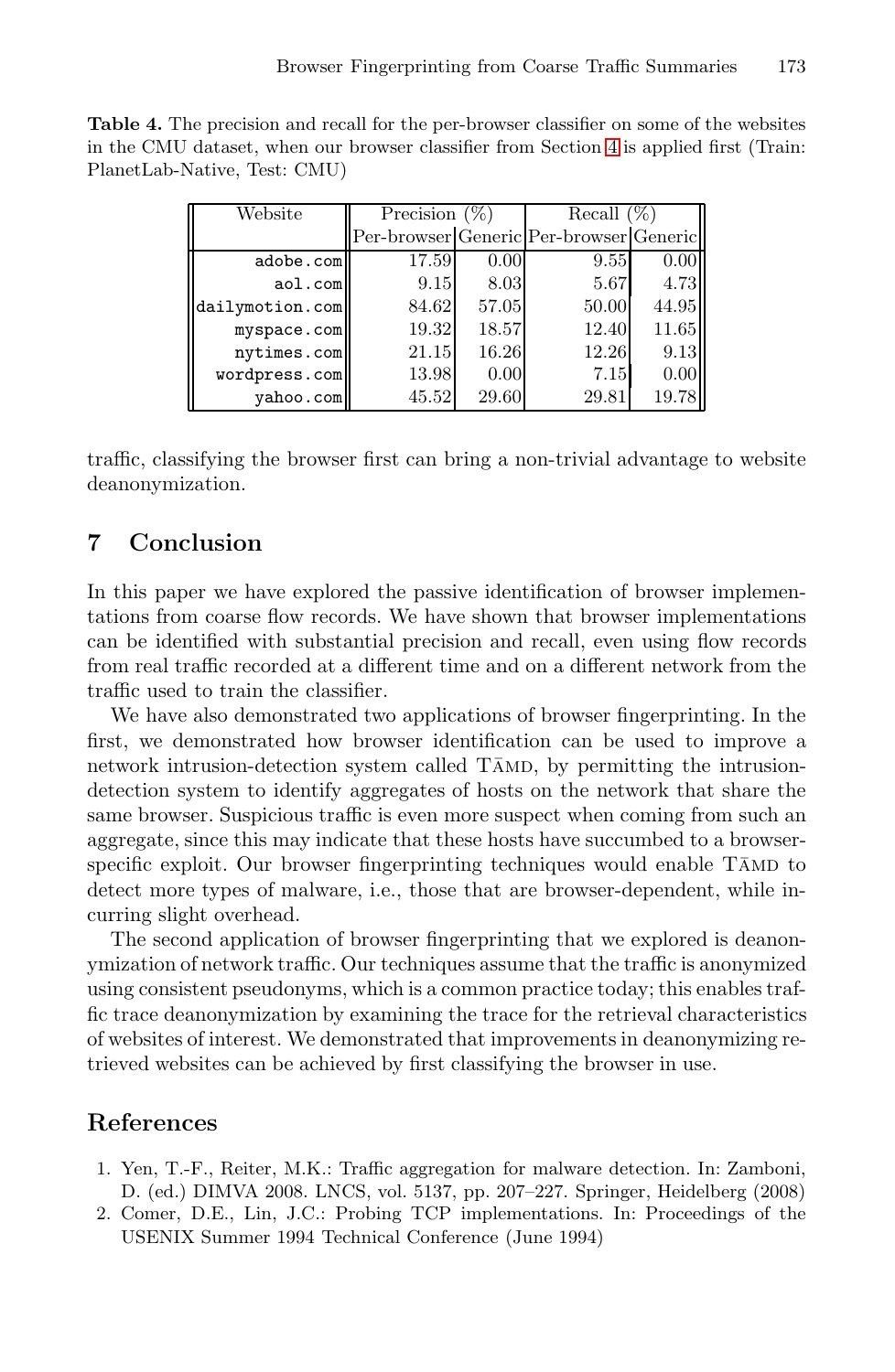**Table 4.** The precision and recall for the per-browser classifier on some of the websites in the CMU dataset, when our browser classifier from Section 4 is applied first (Train: PlanetLab-Native, Test: CMU)

| Website | Precision (%) | | Recall (%) | |
|---|---|---|---|---|
| | Per-browser | Generic | Per-browser | Generic |
| adobe.com | 17.59 | 0.00 | 9.55 | 0.00 |
| aol.com | 9.15 | 8.03 | 5.67 | 4.73 |
| dailymotion.com | 84.62 | 57.05 | 50.00 | 44.95 |
| myspace.com | 19.32 | 18.57 | 12.40 | 11.65 |
| nytimes.com | 21.15 | 16.26 | 12.26 | 9.13 |
| wordpress.com | 13.98 | 0.00 | 7.15 | 0.00 |
| yahoo.com | 45.52 | 29.60 | 29.81 | 19.78 |

traffic, classifying the browser first can bring a non-trivial advantage to website deanonymization.

## 7 Conclusion

In this paper we have explored the passive identification of browser implementations from coarse flow records. We have shown that browser implementations can be identified with substantial precision and recall, even using flow records from real traffic recorded at a different time and on a different network from the traffic used to train the classifier.

We have also demonstrated two applications of browser fingerprinting. In the first, we demonstrated how browser identification can be used to improve a network intrusion-detection system called TĀMD, by permitting the intrusion-detection system to identify aggregates of hosts on the network that share the same browser. Suspicious traffic is even more suspect when coming from such an aggregate, since this may indicate that these hosts have succumbed to a browser-specific exploit. Our browser fingerprinting techniques would enable TĀMD to detect more types of malware, i.e., those that are browser-dependent, while incurring slight overhead.

The second application of browser fingerprinting that we explored is deanonymization of network traffic. Our techniques assume that the traffic is anonymized using consistent pseudonyms, which is a common practice today; this enables traffic trace deanonymization by examining the trace for the retrieval characteristics of websites of interest. We demonstrated that improvements in deanonymizing retrieved websites can be achieved by first classifying the browser in use.

## References

1. Yen, T.-F., Reiter, M.K.: Traffic aggregation for malware detection. In: Zamboni, D. (ed.) DIMVA 2008. LNCS, vol. 5137, pp. 207–227. Springer, Heidelberg (2008)
2. Comer, D.E., Lin, J.C.: Probing TCP implementations. In: Proceedings of the USENIX Summer 1994 Technical Conference (June 1994)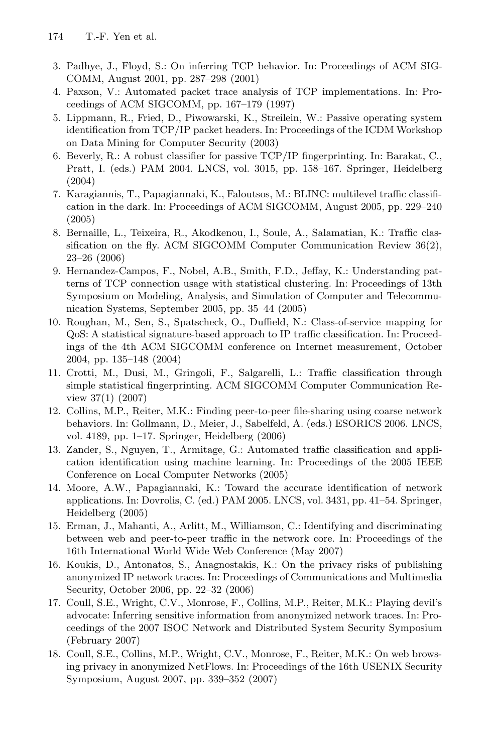3. Padhye, J., Floyd, S.: On inferring TCP behavior. In: Proceedings of ACM SIGCOMM, August 2001, pp. 287–298 (2001)
4. Paxson, V.: Automated packet trace analysis of TCP implementations. In: Proceedings of ACM SIGCOMM, pp. 167–179 (1997)
5. Lippmann, R., Fried, D., Piwowarski, K., Streilein, W.: Passive operating system identification from TCP/IP packet headers. In: Proceedings of the ICDM Workshop on Data Mining for Computer Security (2003)
6. Beverly, R.: A robust classifier for passive TCP/IP fingerprinting. In: Barakat, C., Pratt, I. (eds.) PAM 2004. LNCS, vol. 3015, pp. 158–167. Springer, Heidelberg (2004)
7. Karagiannis, T., Papagiannaki, K., Faloutsos, M.: BLINC: multilevel traffic classification in the dark. In: Proceedings of ACM SIGCOMM, August 2005, pp. 229–240 (2005)
8. Bernaille, L., Teixeira, R., Akodkenou, I., Soule, A., Salamatian, K.: Traffic classification on the fly. ACM SIGCOMM Computer Communication Review 36(2), 23–26 (2006)
9. Hernandez-Campos, F., Nobel, A.B., Smith, F.D., Jeffay, K.: Understanding patterns of TCP connection usage with statistical clustering. In: Proceedings of 13th Symposium on Modeling, Analysis, and Simulation of Computer and Telecommunication Systems, September 2005, pp. 35–44 (2005)
10. Roughan, M., Sen, S., Spatscheck, O., Duffield, N.: Class-of-service mapping for QoS: A statistical signature-based approach to IP traffic classification. In: Proceedings of the 4th ACM SIGCOMM conference on Internet measurement, October 2004, pp. 135–148 (2004)
11. Crotti, M., Dusi, M., Gringoli, F., Salgarelli, L.: Traffic classification through simple statistical fingerprinting. ACM SIGCOMM Computer Communication Review 37(1) (2007)
12. Collins, M.P., Reiter, M.K.: Finding peer-to-peer file-sharing using coarse network behaviors. In: Gollmann, D., Meier, J., Sabelfeld, A. (eds.) ESORICS 2006. LNCS, vol. 4189, pp. 1–17. Springer, Heidelberg (2006)
13. Zander, S., Nguyen, T., Armitage, G.: Automated traffic classification and application identification using machine learning. In: Proceedings of the 2005 IEEE Conference on Local Computer Networks (2005)
14. Moore, A.W., Papagiannaki, K.: Toward the accurate identification of network applications. In: Dovrolis, C. (ed.) PAM 2005. LNCS, vol. 3431, pp. 41–54. Springer, Heidelberg (2005)
15. Erman, J., Mahanti, A., Arlitt, M., Williamson, C.: Identifying and discriminating between web and peer-to-peer traffic in the network core. In: Proceedings of the 16th International World Wide Web Conference (May 2007)
16. Koukis, D., Antonatos, S., Anagnostakis, K.: On the privacy risks of publishing anonymized IP network traces. In: Proceedings of Communications and Multimedia Security, October 2006, pp. 22–32 (2006)
17. Coull, S.E., Wright, C.V., Monrose, F., Collins, M.P., Reiter, M.K.: Playing devil's advocate: Inferring sensitive information from anonymized network traces. In: Proceedings of the 2007 ISOC Network and Distributed System Security Symposium (February 2007)
18. Coull, S.E., Collins, M.P., Wright, C.V., Monrose, F., Reiter, M.K.: On web browsing privacy in anonymized NetFlows. In: Proceedings of the 16th USENIX Security Symposium, August 2007, pp. 339–352 (2007)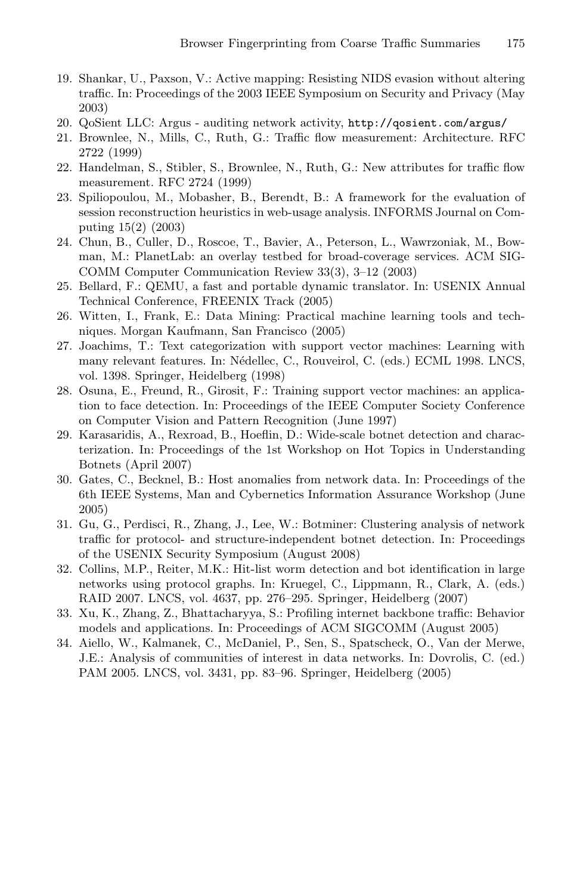19. Shankar, U., Paxson, V.: Active mapping: Resisting NIDS evasion without altering traffic. In: Proceedings of the 2003 IEEE Symposium on Security and Privacy (May 2003)
20. QoSient LLC: Argus - auditing network activity, http://qosient.com/argus/
21. Brownlee, N., Mills, C., Ruth, G.: Traffic flow measurement: Architecture. RFC 2722 (1999)
22. Handelman, S., Stibler, S., Brownlee, N., Ruth, G.: New attributes for traffic flow measurement. RFC 2724 (1999)
23. Spiliopoulou, M., Mobasher, B., Berendt, B.: A framework for the evaluation of session reconstruction heuristics in web-usage analysis. INFORMS Journal on Computing 15(2) (2003)
24. Chun, B., Culler, D., Roscoe, T., Bavier, A., Peterson, L., Wawrzoniak, M., Bowman, M.: PlanetLab: an overlay testbed for broad-coverage services. ACM SIGCOMM Computer Communication Review 33(3), 3–12 (2003)
25. Bellard, F.: QEMU, a fast and portable dynamic translator. In: USENIX Annual Technical Conference, FREENIX Track (2005)
26. Witten, I., Frank, E.: Data Mining: Practical machine learning tools and techniques. Morgan Kaufmann, San Francisco (2005)
27. Joachims, T.: Text categorization with support vector machines: Learning with many relevant features. In: Nédellec, C., Rouveirol, C. (eds.) ECML 1998. LNCS, vol. 1398. Springer, Heidelberg (1998)
28. Osuna, E., Freund, R., Girosit, F.: Training support vector machines: an application to face detection. In: Proceedings of the IEEE Computer Society Conference on Computer Vision and Pattern Recognition (June 1997)
29. Karasaridis, A., Rexroad, B., Hoeflin, D.: Wide-scale botnet detection and characterization. In: Proceedings of the 1st Workshop on Hot Topics in Understanding Botnets (April 2007)
30. Gates, C., Becknel, B.: Host anomalies from network data. In: Proceedings of the 6th IEEE Systems, Man and Cybernetics Information Assurance Workshop (June 2005)
31. Gu, G., Perdisci, R., Zhang, J., Lee, W.: Botminer: Clustering analysis of network traffic for protocol- and structure-independent botnet detection. In: Proceedings of the USENIX Security Symposium (August 2008)
32. Collins, M.P., Reiter, M.K.: Hit-list worm detection and bot identification in large networks using protocol graphs. In: Kruegel, C., Lippmann, R., Clark, A. (eds.) RAID 2007. LNCS, vol. 4637, pp. 276–295. Springer, Heidelberg (2007)
33. Xu, K., Zhang, Z., Bhattacharyya, S.: Profiling internet backbone traffic: Behavior models and applications. In: Proceedings of ACM SIGCOMM (August 2005)
34. Aiello, W., Kalmanek, C., McDaniel, P., Sen, S., Spatscheck, O., Van der Merwe, J.E.: Analysis of communities of interest in data networks. In: Dovrolis, C. (ed.) PAM 2005. LNCS, vol. 3431, pp. 83–96. Springer, Heidelberg (2005)